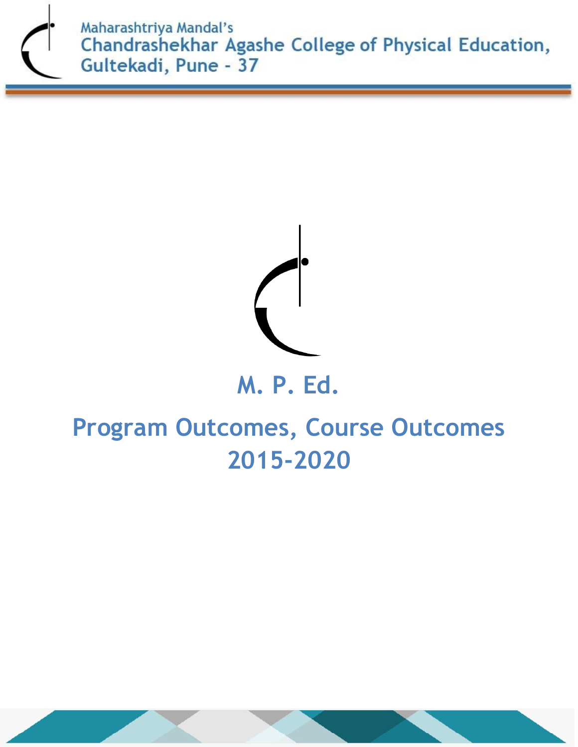Maharashtriya Mandal's
Chandrashekhar Agashe College of Physical Education,
Gultekadi, Pune - 37

# M. P. Ed.

# Program Outcomes, Course Outcomes 2015-2020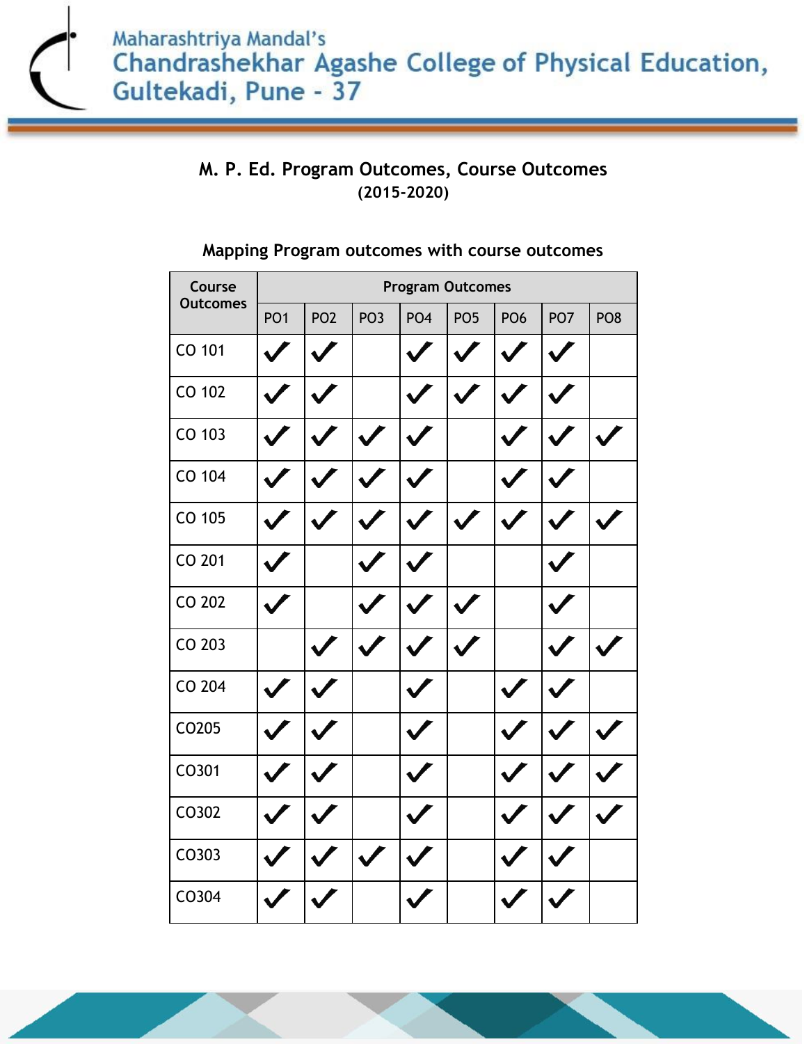## M. P. Ed. Program Outcomes, Course Outcomes
**(2015-2020)**

### Mapping Program outcomes with course outcomes

| Course Outcomes | Program Outcomes | | | | | | | |
|---|---|---|---|---|---|---|---|---|
| | PO1 | PO2 | PO3 | PO4 | PO5 | PO6 | PO7 | PO8 |
| CO 101 | ✓ | ✓ | | ✓ | ✓ | ✓ | ✓ | |
| CO 102 | ✓ | ✓ | | ✓ | ✓ | ✓ | ✓ | |
| CO 103 | ✓ | ✓ | ✓ | ✓ | | ✓ | ✓ | ✓ |
| CO 104 | ✓ | ✓ | ✓ | ✓ | | ✓ | ✓ | |
| CO 105 | ✓ | ✓ | ✓ | ✓ | ✓ | ✓ | ✓ | ✓ |
| CO 201 | ✓ | | ✓ | ✓ | | | ✓ | |
| CO 202 | ✓ | | ✓ | ✓ | ✓ | | ✓ | |
| CO 203 | | ✓ | ✓ | ✓ | ✓ | | ✓ | ✓ |
| CO 204 | ✓ | ✓ | | ✓ | | ✓ | ✓ | |
| CO205 | ✓ | ✓ | | ✓ | | ✓ | ✓ | ✓ |
| CO301 | ✓ | ✓ | | ✓ | | ✓ | ✓ | ✓ |
| CO302 | ✓ | ✓ | | ✓ | | ✓ | ✓ | ✓ |
| CO303 | ✓ | ✓ | ✓ | ✓ | | ✓ | ✓ | |
| CO304 | ✓ | ✓ | | ✓ | | ✓ | ✓ | |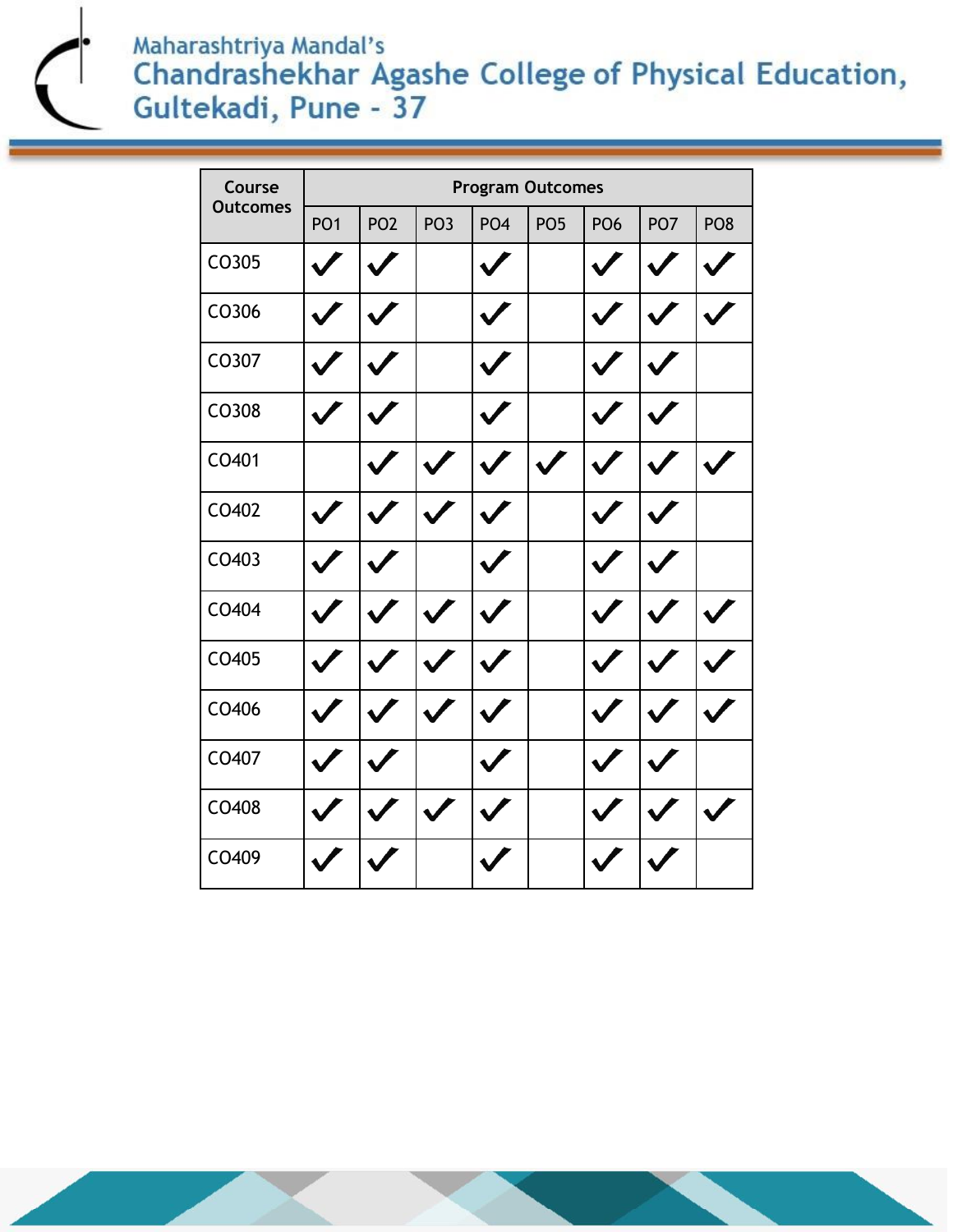| Course Outcomes | Program Outcomes | | | | | | | |
|---|---|---|---|---|---|---|---|---|
| | PO1 | PO2 | PO3 | PO4 | PO5 | PO6 | PO7 | PO8 |
| CO305 | ✓ | ✓ | | ✓ | | ✓ | ✓ | ✓ |
| CO306 | ✓ | ✓ | | ✓ | | ✓ | ✓ | ✓ |
| CO307 | ✓ | ✓ | | ✓ | | ✓ | ✓ | |
| CO308 | ✓ | ✓ | | ✓ | | ✓ | ✓ | |
| CO401 | | ✓ | ✓ | ✓ | ✓ | ✓ | ✓ | ✓ |
| CO402 | ✓ | ✓ | ✓ | ✓ | | ✓ | ✓ | |
| CO403 | ✓ | ✓ | | ✓ | | ✓ | ✓ | |
| CO404 | ✓ | ✓ | ✓ | ✓ | | ✓ | ✓ | ✓ |
| CO405 | ✓ | ✓ | ✓ | ✓ | | ✓ | ✓ | ✓ |
| CO406 | ✓ | ✓ | ✓ | ✓ | | ✓ | ✓ | ✓ |
| CO407 | ✓ | ✓ | | ✓ | | ✓ | ✓ | |
| CO408 | ✓ | ✓ | ✓ | ✓ | | ✓ | ✓ | ✓ |
| CO409 | ✓ | ✓ | | ✓ | | ✓ | ✓ | |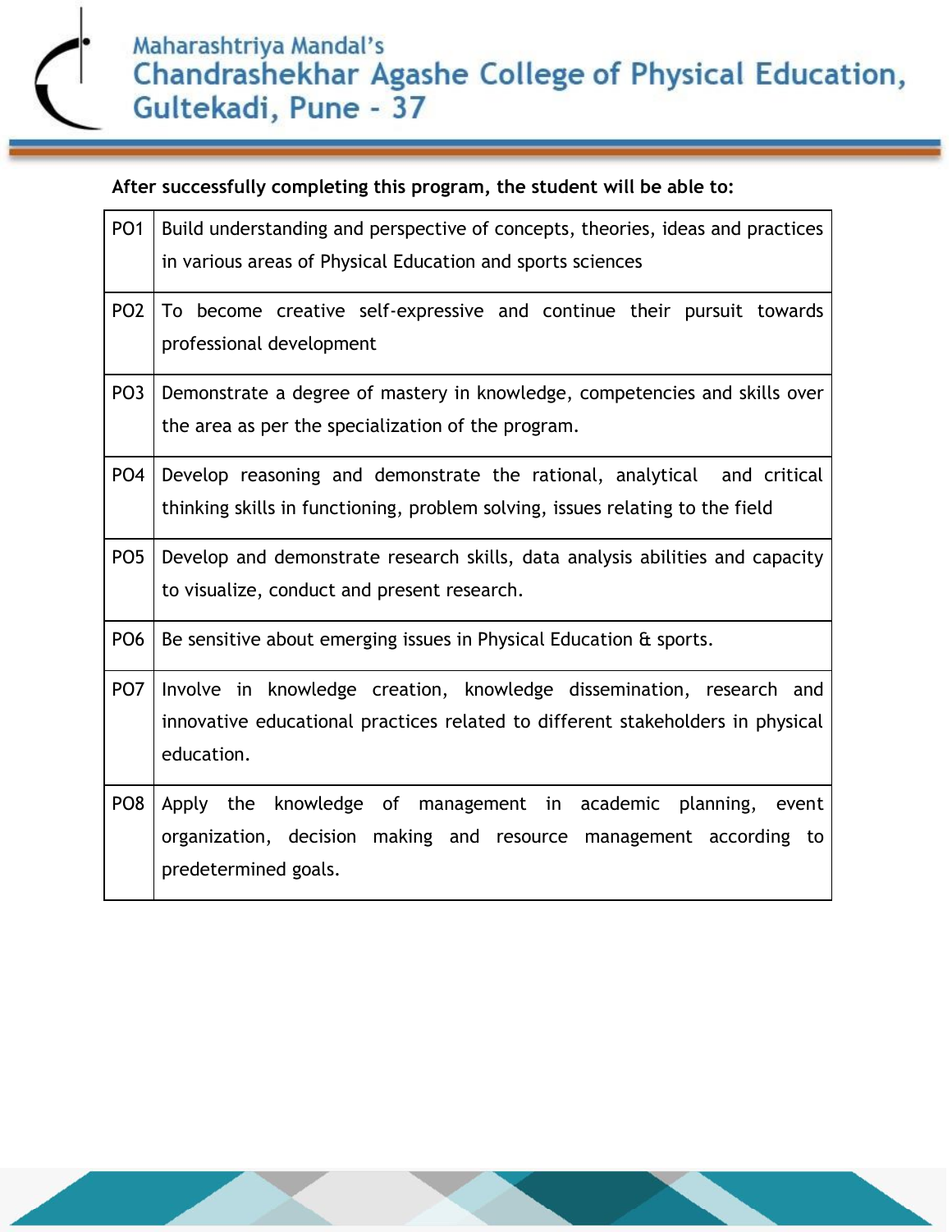**After successfully completing this program, the student will be able to:**

| | |
|---|---|
| PO1 | Build understanding and perspective of concepts, theories, ideas and practices in various areas of Physical Education and sports sciences |
| PO2 | To become creative self-expressive and continue their pursuit towards professional development |
| PO3 | Demonstrate a degree of mastery in knowledge, competencies and skills over the area as per the specialization of the program. |
| PO4 | Develop reasoning and demonstrate the rational, analytical and critical thinking skills in functioning, problem solving, issues relating to the field |
| PO5 | Develop and demonstrate research skills, data analysis abilities and capacity to visualize, conduct and present research. |
| PO6 | Be sensitive about emerging issues in Physical Education & sports. |
| PO7 | Involve in knowledge creation, knowledge dissemination, research and innovative educational practices related to different stakeholders in physical education. |
| PO8 | Apply the knowledge of management in academic planning, event organization, decision making and resource management according to predetermined goals. |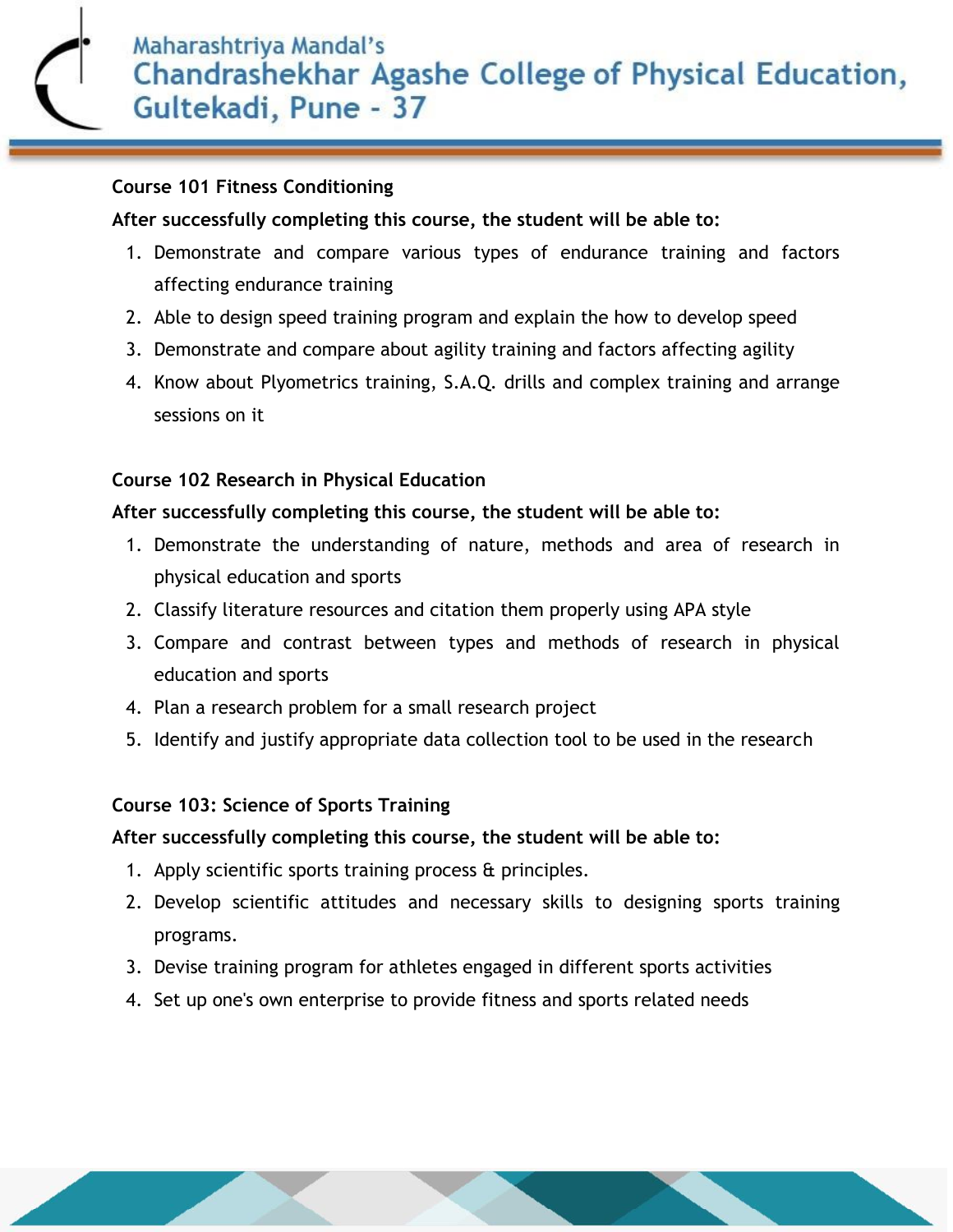### Course 101 Fitness Conditioning

**After successfully completing this course, the student will be able to:**

1. Demonstrate and compare various types of endurance training and factors affecting endurance training
2. Able to design speed training program and explain the how to develop speed
3. Demonstrate and compare about agility training and factors affecting agility
4. Know about Plyometrics training, S.A.Q. drills and complex training and arrange sessions on it

### Course 102 Research in Physical Education

**After successfully completing this course, the student will be able to:**

1. Demonstrate the understanding of nature, methods and area of research in physical education and sports
2. Classify literature resources and citation them properly using APA style
3. Compare and contrast between types and methods of research in physical education and sports
4. Plan a research problem for a small research project
5. Identify and justify appropriate data collection tool to be used in the research

### Course 103: Science of Sports Training

**After successfully completing this course, the student will be able to:**

1. Apply scientific sports training process & principles.
2. Develop scientific attitudes and necessary skills to designing sports training programs.
3. Devise training program for athletes engaged in different sports activities
4. Set up one's own enterprise to provide fitness and sports related needs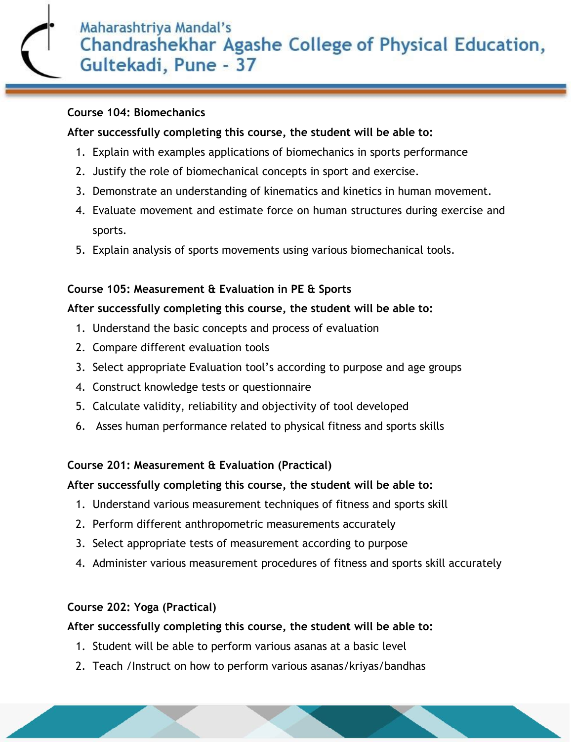### Course 104: Biomechanics

**After successfully completing this course, the student will be able to:**

1. Explain with examples applications of biomechanics in sports performance
2. Justify the role of biomechanical concepts in sport and exercise.
3. Demonstrate an understanding of kinematics and kinetics in human movement.
4. Evaluate movement and estimate force on human structures during exercise and sports.
5. Explain analysis of sports movements using various biomechanical tools.

### Course 105: Measurement & Evaluation in PE & Sports

**After successfully completing this course, the student will be able to:**

1. Understand the basic concepts and process of evaluation
2. Compare different evaluation tools
3. Select appropriate Evaluation tool's according to purpose and age groups
4. Construct knowledge tests or questionnaire
5. Calculate validity, reliability and objectivity of tool developed
6. Asses human performance related to physical fitness and sports skills

### Course 201: Measurement & Evaluation (Practical)

**After successfully completing this course, the student will be able to:**

1. Understand various measurement techniques of fitness and sports skill
2. Perform different anthropometric measurements accurately
3. Select appropriate tests of measurement according to purpose
4. Administer various measurement procedures of fitness and sports skill accurately

### Course 202: Yoga (Practical)

**After successfully completing this course, the student will be able to:**

1. Student will be able to perform various asanas at a basic level
2. Teach /Instruct on how to perform various asanas/kriyas/bandhas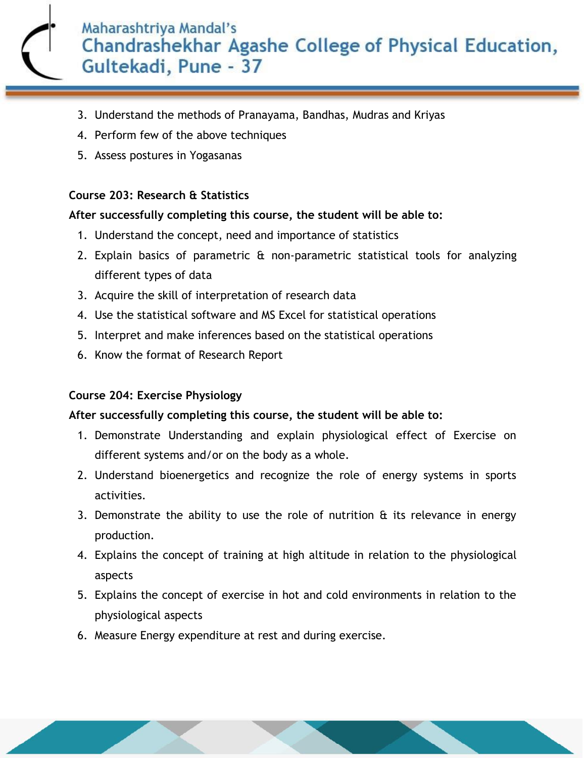3. Understand the methods of Pranayama, Bandhas, Mudras and Kriyas
4. Perform few of the above techniques
5. Assess postures in Yogasanas

**Course 203: Research & Statistics**

**After successfully completing this course, the student will be able to:**

1. Understand the concept, need and importance of statistics
2. Explain basics of parametric & non-parametric statistical tools for analyzing different types of data
3. Acquire the skill of interpretation of research data
4. Use the statistical software and MS Excel for statistical operations
5. Interpret and make inferences based on the statistical operations
6. Know the format of Research Report

**Course 204: Exercise Physiology**

**After successfully completing this course, the student will be able to:**

1. Demonstrate Understanding and explain physiological effect of Exercise on different systems and/or on the body as a whole.
2. Understand bioenergetics and recognize the role of energy systems in sports activities.
3. Demonstrate the ability to use the role of nutrition & its relevance in energy production.
4. Explains the concept of training at high altitude in relation to the physiological aspects
5. Explains the concept of exercise in hot and cold environments in relation to the physiological aspects
6. Measure Energy expenditure at rest and during exercise.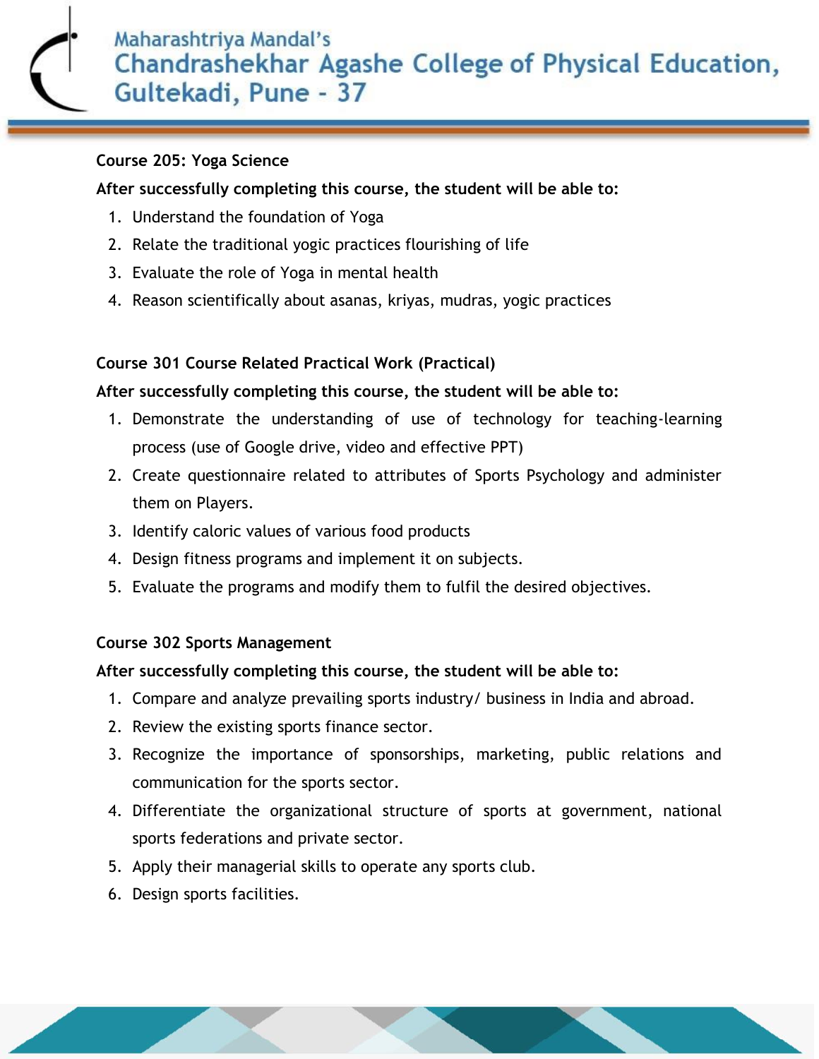### Course 205: Yoga Science

**After successfully completing this course, the student will be able to:**

1. Understand the foundation of Yoga
2. Relate the traditional yogic practices flourishing of life
3. Evaluate the role of Yoga in mental health
4. Reason scientifically about asanas, kriyas, mudras, yogic practices

### Course 301 Course Related Practical Work (Practical)

**After successfully completing this course, the student will be able to:**

1. Demonstrate the understanding of use of technology for teaching-learning process (use of Google drive, video and effective PPT)
2. Create questionnaire related to attributes of Sports Psychology and administer them on Players.
3. Identify caloric values of various food products
4. Design fitness programs and implement it on subjects.
5. Evaluate the programs and modify them to fulfil the desired objectives.

### Course 302 Sports Management

**After successfully completing this course, the student will be able to:**

1. Compare and analyze prevailing sports industry/ business in India and abroad.
2. Review the existing sports finance sector.
3. Recognize the importance of sponsorships, marketing, public relations and communication for the sports sector.
4. Differentiate the organizational structure of sports at government, national sports federations and private sector.
5. Apply their managerial skills to operate any sports club.
6. Design sports facilities.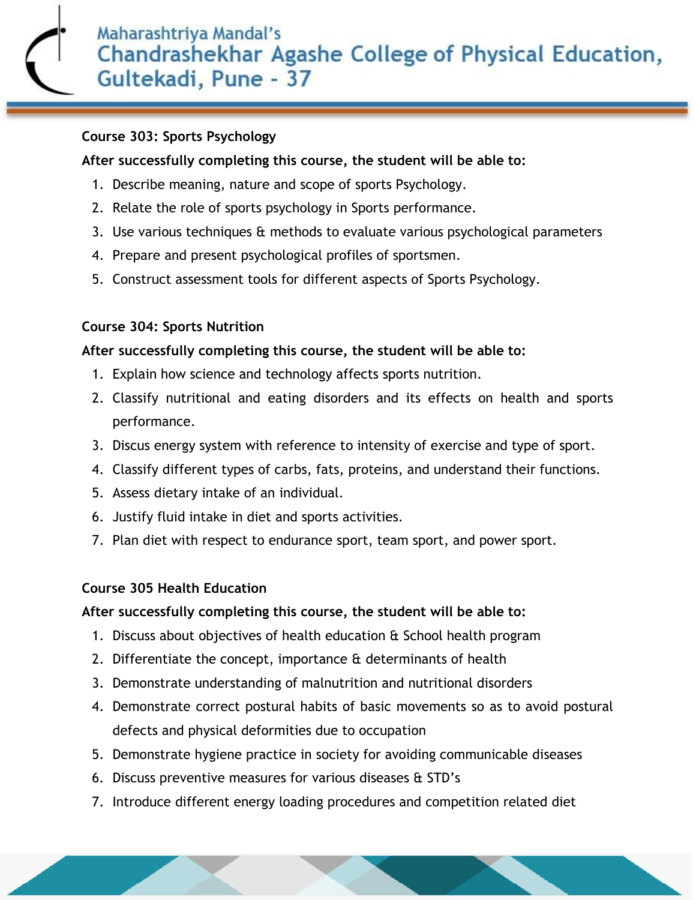**Course 303: Sports Psychology**

**After successfully completing this course, the student will be able to:**

1. Describe meaning, nature and scope of sports Psychology.
2. Relate the role of sports psychology in Sports performance.
3. Use various techniques & methods to evaluate various psychological parameters
4. Prepare and present psychological profiles of sportsmen.
5. Construct assessment tools for different aspects of Sports Psychology.

**Course 304: Sports Nutrition**

**After successfully completing this course, the student will be able to:**

1. Explain how science and technology affects sports nutrition.
2. Classify nutritional and eating disorders and its effects on health and sports performance.
3. Discus energy system with reference to intensity of exercise and type of sport.
4. Classify different types of carbs, fats, proteins, and understand their functions.
5. Assess dietary intake of an individual.
6. Justify fluid intake in diet and sports activities.
7. Plan diet with respect to endurance sport, team sport, and power sport.

**Course 305 Health Education**

**After successfully completing this course, the student will be able to:**

1. Discuss about objectives of health education & School health program
2. Differentiate the concept, importance & determinants of health
3. Demonstrate understanding of malnutrition and nutritional disorders
4. Demonstrate correct postural habits of basic movements so as to avoid postural defects and physical deformities due to occupation
5. Demonstrate hygiene practice in society for avoiding communicable diseases
6. Discuss preventive measures for various diseases & STD's
7. Introduce different energy loading procedures and competition related diet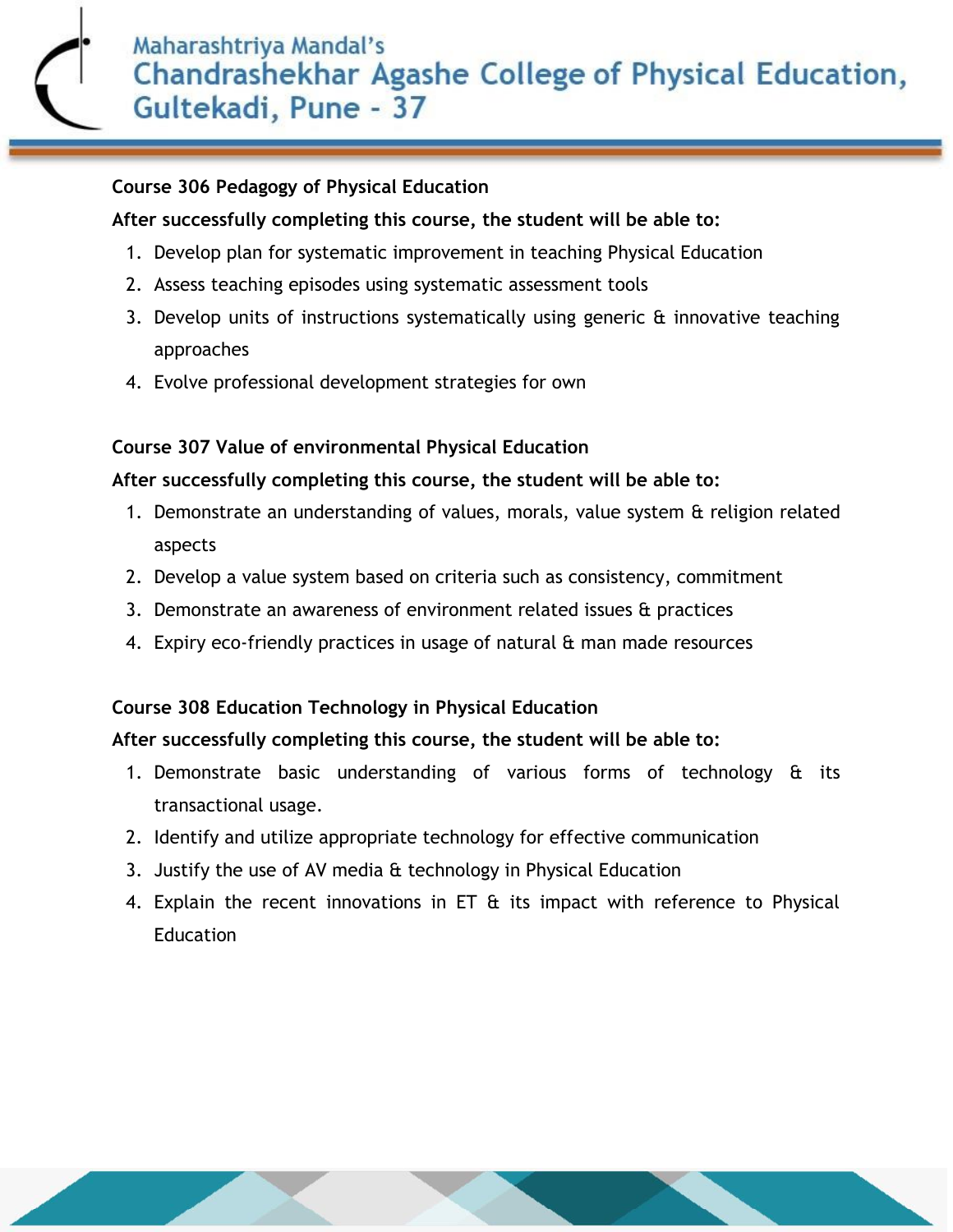**Course 306 Pedagogy of Physical Education**

**After successfully completing this course, the student will be able to:**

1. Develop plan for systematic improvement in teaching Physical Education
2. Assess teaching episodes using systematic assessment tools
3. Develop units of instructions systematically using generic & innovative teaching approaches
4. Evolve professional development strategies for own

**Course 307 Value of environmental Physical Education**

**After successfully completing this course, the student will be able to:**

1. Demonstrate an understanding of values, morals, value system & religion related aspects
2. Develop a value system based on criteria such as consistency, commitment
3. Demonstrate an awareness of environment related issues & practices
4. Expiry eco-friendly practices in usage of natural & man made resources

**Course 308 Education Technology in Physical Education**

**After successfully completing this course, the student will be able to:**

1. Demonstrate basic understanding of various forms of technology & its transactional usage.
2. Identify and utilize appropriate technology for effective communication
3. Justify the use of AV media & technology in Physical Education
4. Explain the recent innovations in ET & its impact with reference to Physical Education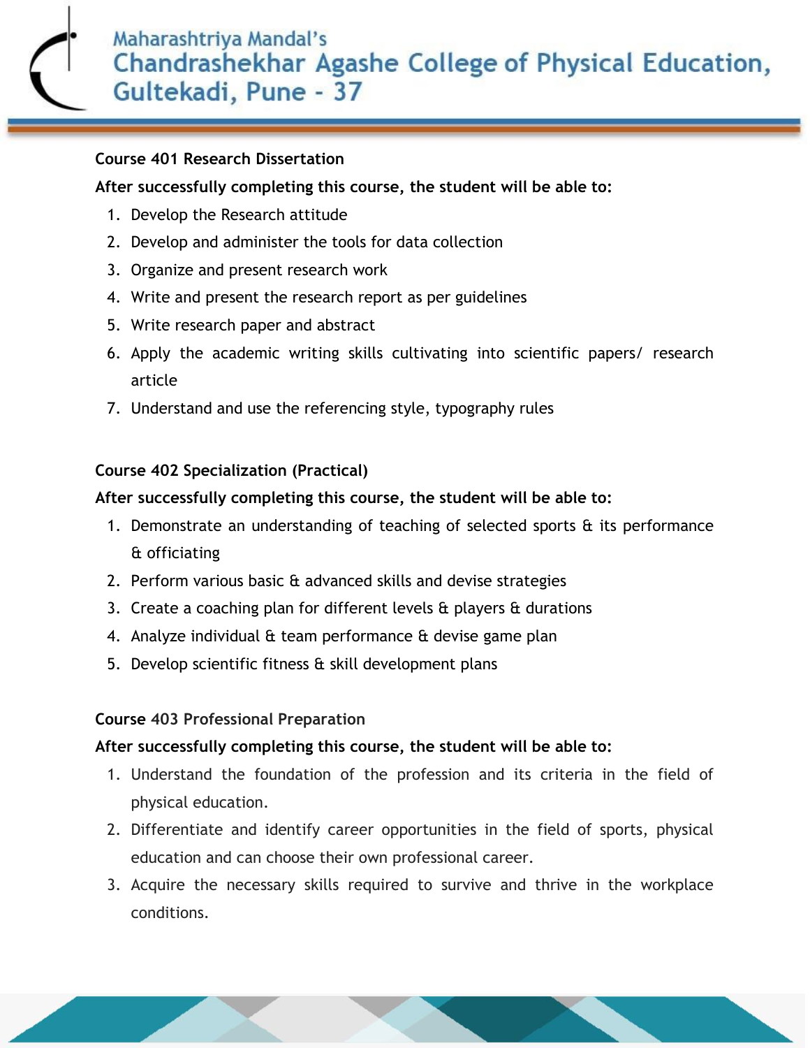**Course 401 Research Dissertation**

**After successfully completing this course, the student will be able to:**

1. Develop the Research attitude
2. Develop and administer the tools for data collection
3. Organize and present research work
4. Write and present the research report as per guidelines
5. Write research paper and abstract
6. Apply the academic writing skills cultivating into scientific papers/ research article
7. Understand and use the referencing style, typography rules

**Course 402 Specialization (Practical)**

**After successfully completing this course, the student will be able to:**

1. Demonstrate an understanding of teaching of selected sports & its performance & officiating
2. Perform various basic & advanced skills and devise strategies
3. Create a coaching plan for different levels & players & durations
4. Analyze individual & team performance & devise game plan
5. Develop scientific fitness & skill development plans

**Course 403 Professional Preparation**

**After successfully completing this course, the student will be able to:**

1. Understand the foundation of the profession and its criteria in the field of physical education.
2. Differentiate and identify career opportunities in the field of sports, physical education and can choose their own professional career.
3. Acquire the necessary skills required to survive and thrive in the workplace conditions.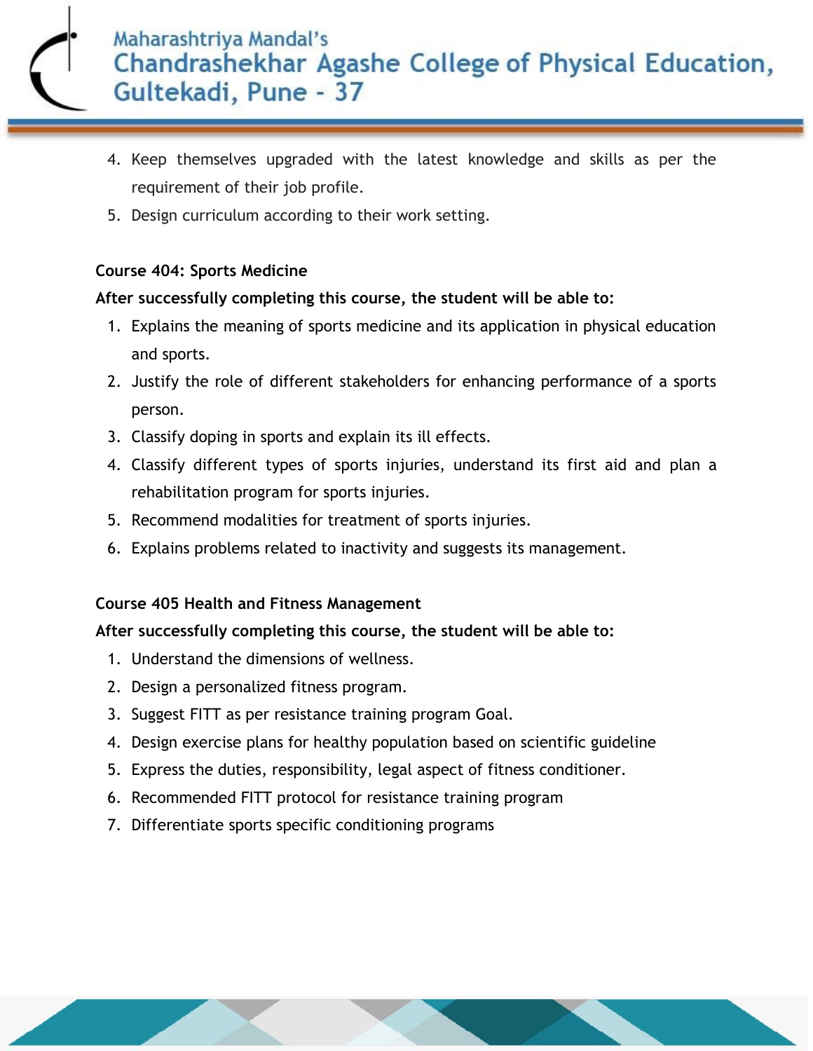4. Keep themselves upgraded with the latest knowledge and skills as per the requirement of their job profile.
5. Design curriculum according to their work setting.

**Course 404: Sports Medicine**

**After successfully completing this course, the student will be able to:**

1. Explains the meaning of sports medicine and its application in physical education and sports.
2. Justify the role of different stakeholders for enhancing performance of a sports person.
3. Classify doping in sports and explain its ill effects.
4. Classify different types of sports injuries, understand its first aid and plan a rehabilitation program for sports injuries.
5. Recommend modalities for treatment of sports injuries.
6. Explains problems related to inactivity and suggests its management.

**Course 405 Health and Fitness Management**

**After successfully completing this course, the student will be able to:**

1. Understand the dimensions of wellness.
2. Design a personalized fitness program.
3. Suggest FITT as per resistance training program Goal.
4. Design exercise plans for healthy population based on scientific guideline
5. Express the duties, responsibility, legal aspect of fitness conditioner.
6. Recommended FITT protocol for resistance training program
7. Differentiate sports specific conditioning programs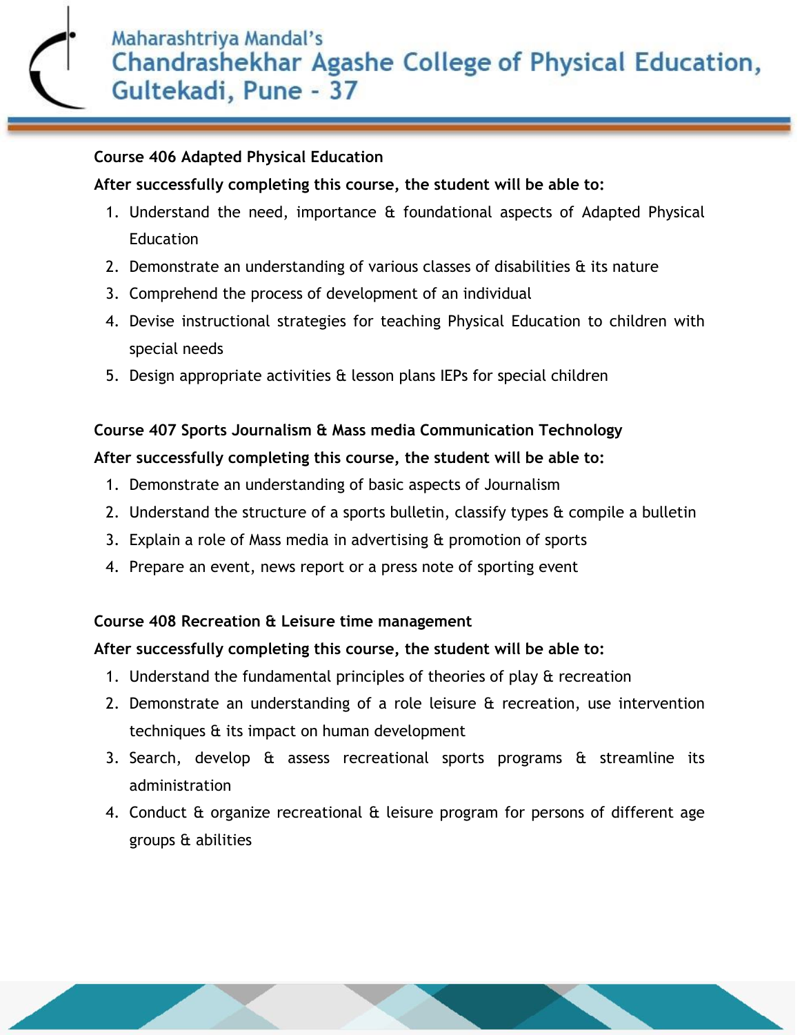**Course 406 Adapted Physical Education**

**After successfully completing this course, the student will be able to:**

1. Understand the need, importance & foundational aspects of Adapted Physical Education
2. Demonstrate an understanding of various classes of disabilities & its nature
3. Comprehend the process of development of an individual
4. Devise instructional strategies for teaching Physical Education to children with special needs
5. Design appropriate activities & lesson plans IEPs for special children

**Course 407 Sports Journalism & Mass media Communication Technology**

**After successfully completing this course, the student will be able to:**

1. Demonstrate an understanding of basic aspects of Journalism
2. Understand the structure of a sports bulletin, classify types & compile a bulletin
3. Explain a role of Mass media in advertising & promotion of sports
4. Prepare an event, news report or a press note of sporting event

**Course 408 Recreation & Leisure time management**

**After successfully completing this course, the student will be able to:**

1. Understand the fundamental principles of theories of play & recreation
2. Demonstrate an understanding of a role leisure & recreation, use intervention techniques & its impact on human development
3. Search, develop & assess recreational sports programs & streamline its administration
4. Conduct & organize recreational & leisure program for persons of different age groups & abilities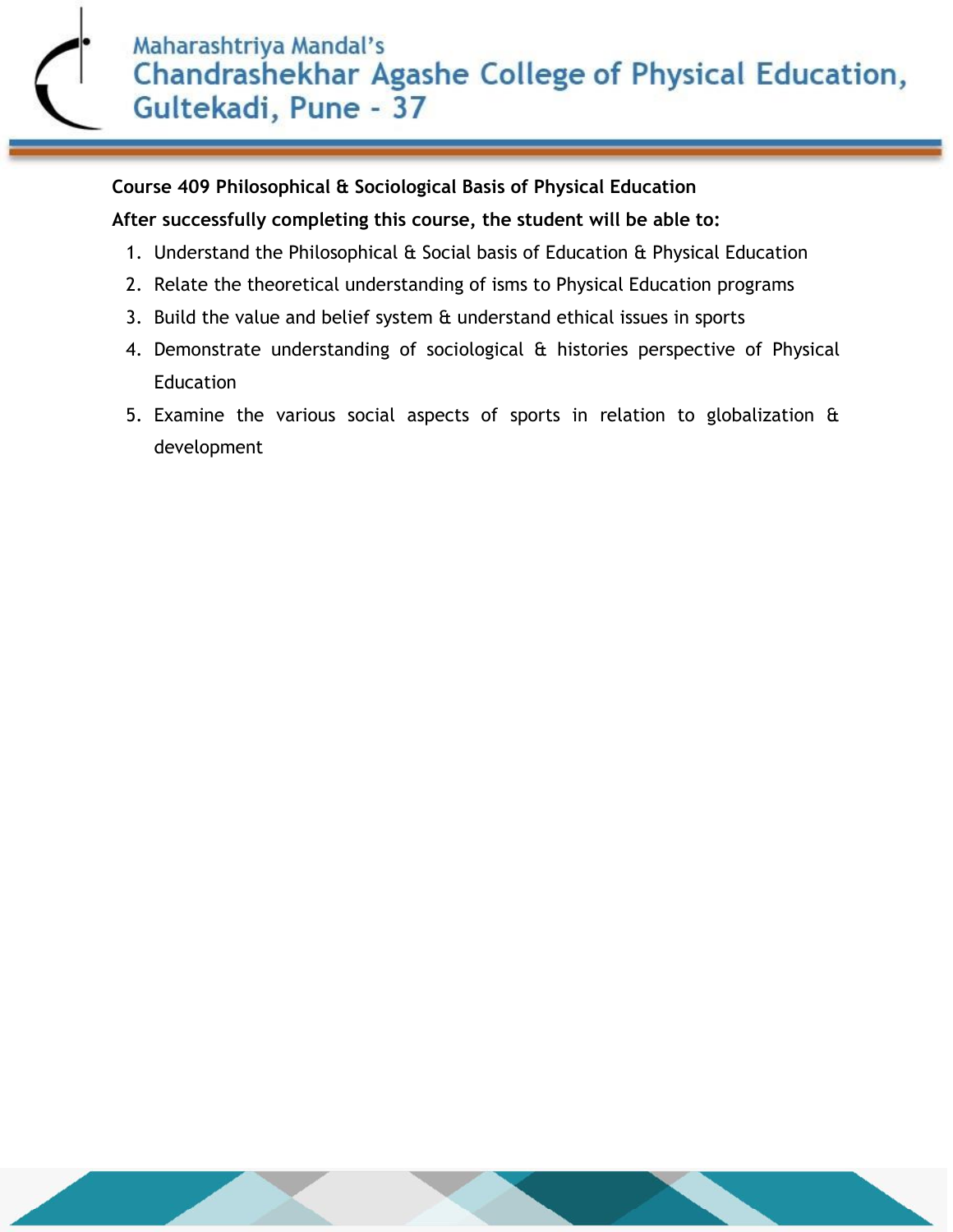**Course 409 Philosophical & Sociological Basis of Physical Education**

**After successfully completing this course, the student will be able to:**

1. Understand the Philosophical & Social basis of Education & Physical Education
2. Relate the theoretical understanding of isms to Physical Education programs
3. Build the value and belief system & understand ethical issues in sports
4. Demonstrate understanding of sociological & histories perspective of Physical Education
5. Examine the various social aspects of sports in relation to globalization & development